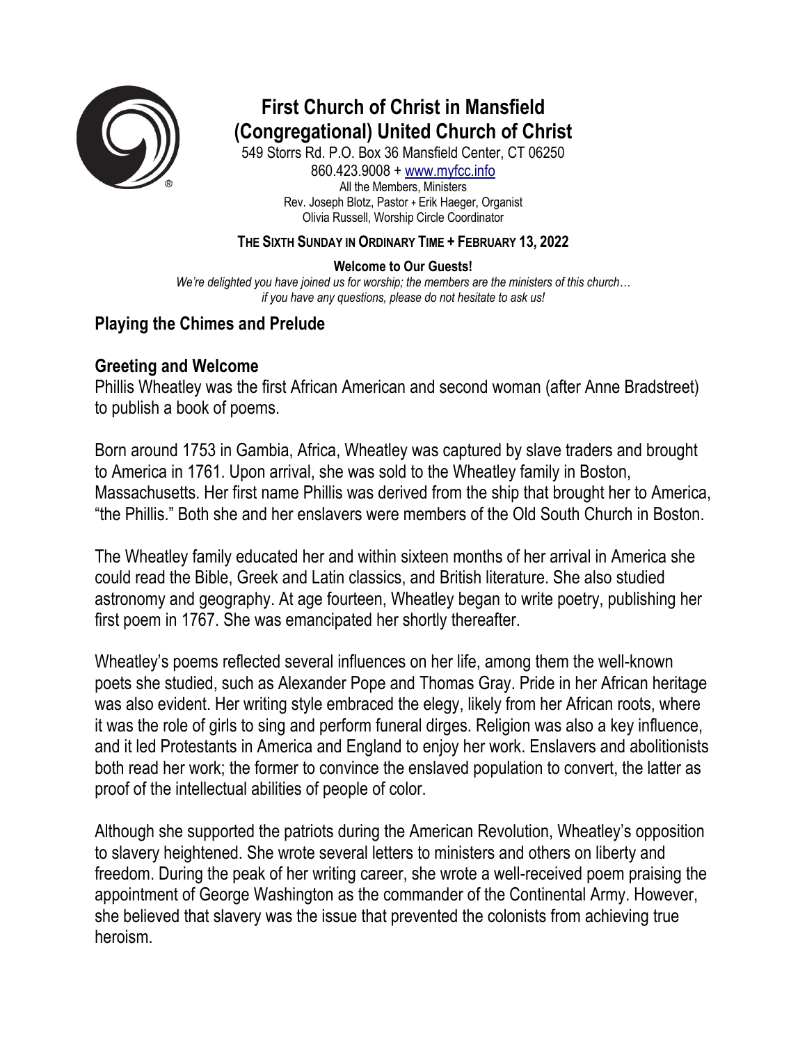# First Church of Christ in Mansfield (Congregational) United Church of Christ

549 Storrs Rd. P.O. Box 36 Mansfield Center, CT 06250
860.423.9008 + www.myfcc.info
All the Members, Ministers
Rev. Joseph Blotz, Pastor + Erik Haeger, Organist
Olivia Russell, Worship Circle Coordinator

**THE SIXTH SUNDAY IN ORDINARY TIME + FEBRUARY 13, 2022**

**Welcome to Our Guests!**
*We're delighted you have joined us for worship; the members are the ministers of this church… if you have any questions, please do not hesitate to ask us!*

## Playing the Chimes and Prelude

## Greeting and Welcome

Phillis Wheatley was the first African American and second woman (after Anne Bradstreet) to publish a book of poems.

Born around 1753 in Gambia, Africa, Wheatley was captured by slave traders and brought to America in 1761. Upon arrival, she was sold to the Wheatley family in Boston, Massachusetts. Her first name Phillis was derived from the ship that brought her to America, "the Phillis." Both she and her enslavers were members of the Old South Church in Boston.

The Wheatley family educated her and within sixteen months of her arrival in America she could read the Bible, Greek and Latin classics, and British literature. She also studied astronomy and geography. At age fourteen, Wheatley began to write poetry, publishing her first poem in 1767. She was emancipated her shortly thereafter.

Wheatley's poems reflected several influences on her life, among them the well-known poets she studied, such as Alexander Pope and Thomas Gray. Pride in her African heritage was also evident. Her writing style embraced the elegy, likely from her African roots, where it was the role of girls to sing and perform funeral dirges. Religion was also a key influence, and it led Protestants in America and England to enjoy her work. Enslavers and abolitionists both read her work; the former to convince the enslaved population to convert, the latter as proof of the intellectual abilities of people of color.

Although she supported the patriots during the American Revolution, Wheatley's opposition to slavery heightened. She wrote several letters to ministers and others on liberty and freedom. During the peak of her writing career, she wrote a well-received poem praising the appointment of George Washington as the commander of the Continental Army. However, she believed that slavery was the issue that prevented the colonists from achieving true heroism.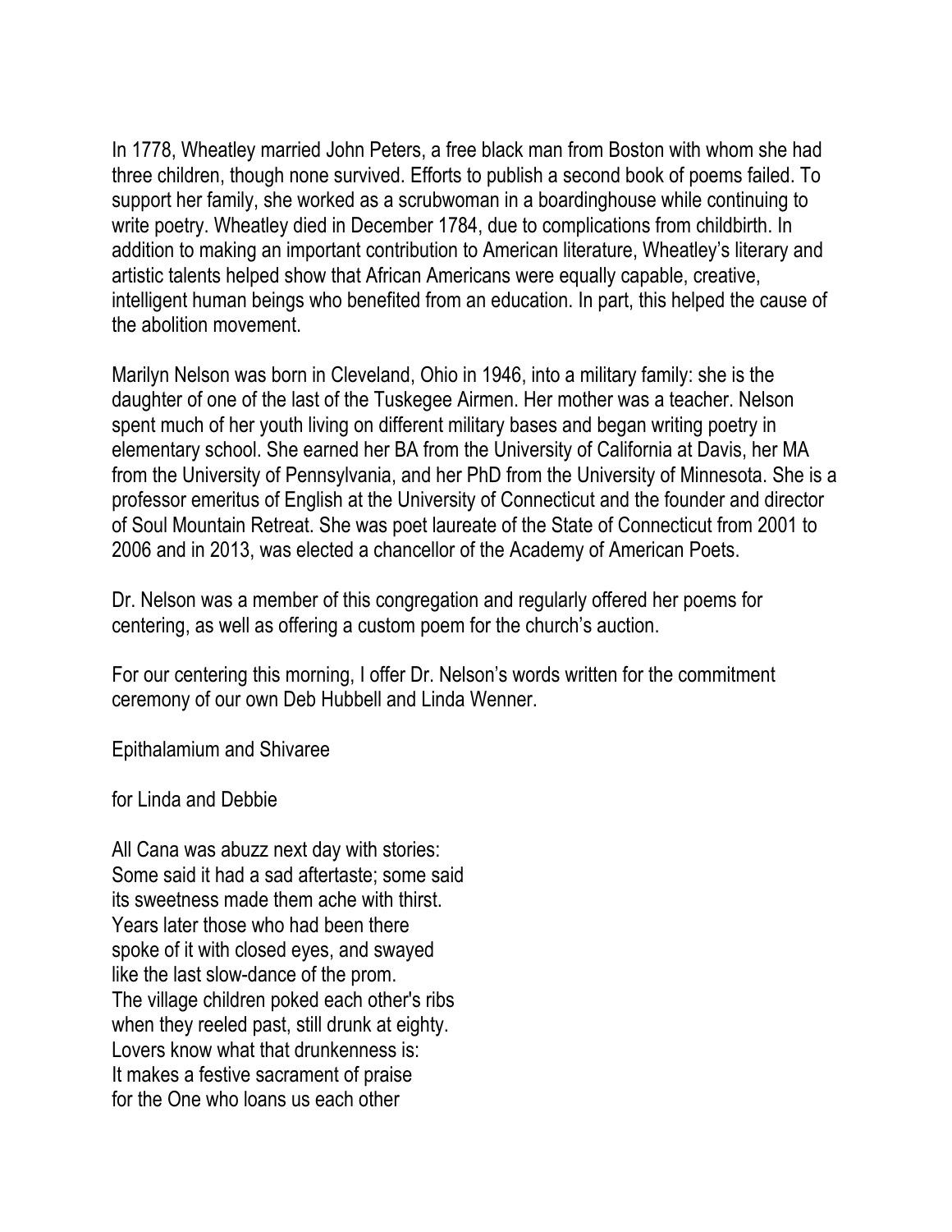In 1778, Wheatley married John Peters, a free black man from Boston with whom she had three children, though none survived. Efforts to publish a second book of poems failed. To support her family, she worked as a scrubwoman in a boardinghouse while continuing to write poetry. Wheatley died in December 1784, due to complications from childbirth. In addition to making an important contribution to American literature, Wheatley's literary and artistic talents helped show that African Americans were equally capable, creative, intelligent human beings who benefited from an education. In part, this helped the cause of the abolition movement.

Marilyn Nelson was born in Cleveland, Ohio in 1946, into a military family: she is the daughter of one of the last of the Tuskegee Airmen. Her mother was a teacher. Nelson spent much of her youth living on different military bases and began writing poetry in elementary school. She earned her BA from the University of California at Davis, her MA from the University of Pennsylvania, and her PhD from the University of Minnesota. She is a professor emeritus of English at the University of Connecticut and the founder and director of Soul Mountain Retreat. She was poet laureate of the State of Connecticut from 2001 to 2006 and in 2013, was elected a chancellor of the Academy of American Poets.

Dr. Nelson was a member of this congregation and regularly offered her poems for centering, as well as offering a custom poem for the church's auction.

For our centering this morning, I offer Dr. Nelson's words written for the commitment ceremony of our own Deb Hubbell and Linda Wenner.

Epithalamium and Shivaree

for Linda and Debbie

All Cana was abuzz next day with stories:  
Some said it had a sad aftertaste; some said  
its sweetness made them ache with thirst.  
Years later those who had been there  
spoke of it with closed eyes, and swayed  
like the last slow-dance of the prom.  
The village children poked each other's ribs  
when they reeled past, still drunk at eighty.  
Lovers know what that drunkenness is:  
It makes a festive sacrament of praise  
for the One who loans us each other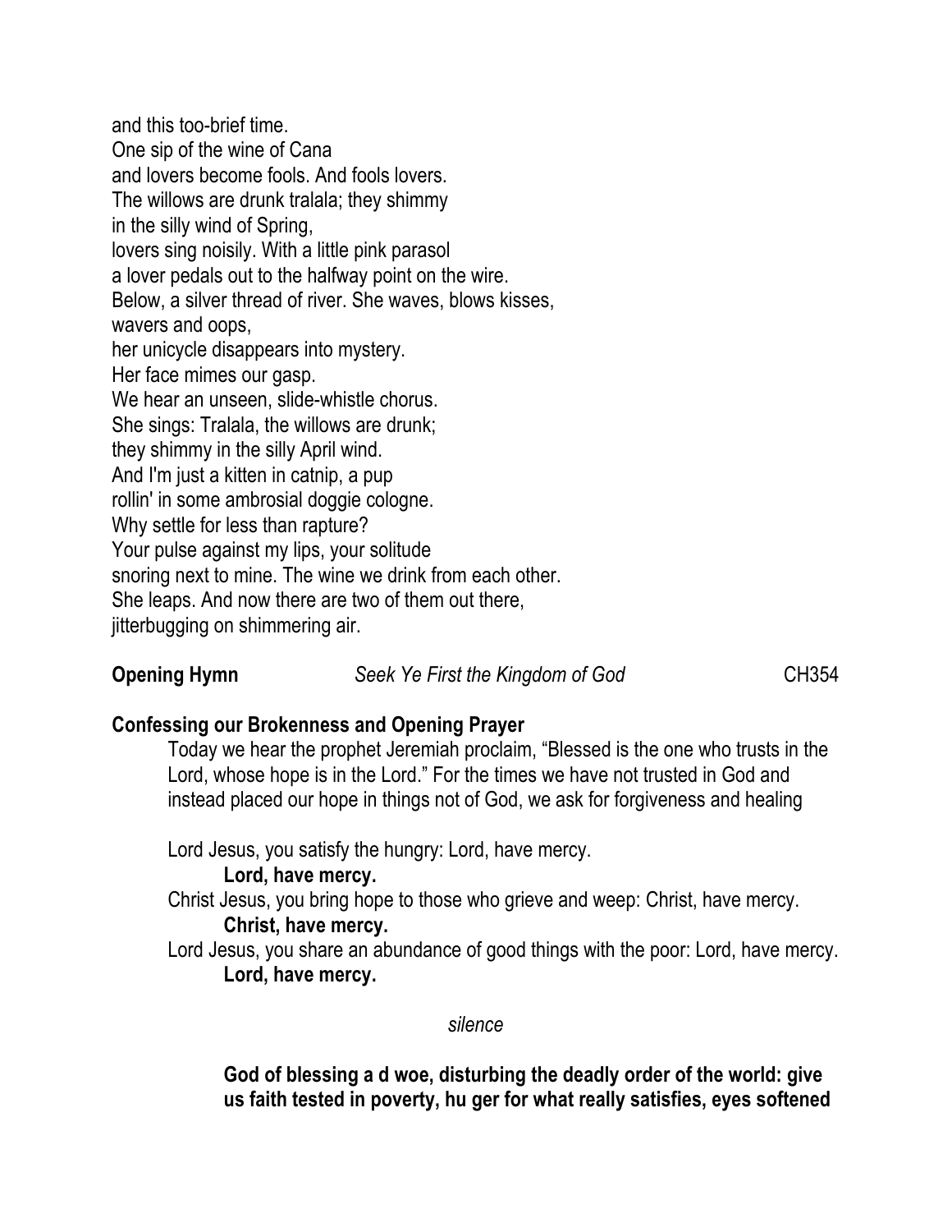and this too-brief time.
One sip of the wine of Cana
and lovers become fools. And fools lovers.
The willows are drunk tralala; they shimmy
in the silly wind of Spring,
lovers sing noisily. With a little pink parasol
a lover pedals out to the halfway point on the wire.
Below, a silver thread of river. She waves, blows kisses,
wavers and oops,
her unicycle disappears into mystery.
Her face mimes our gasp.
We hear an unseen, slide-whistle chorus.
She sings: Tralala, the willows are drunk;
they shimmy in the silly April wind.
And I'm just a kitten in catnip, a pup
rollin' in some ambrosial doggie cologne.
Why settle for less than rapture?
Your pulse against my lips, your solitude
snoring next to mine. The wine we drink from each other.
She leaps. And now there are two of them out there,
jitterbugging on shimmering air.

**Opening Hymn** *Seek Ye First the Kingdom of God* CH354

**Confessing our Brokenness and Opening Prayer**

Today we hear the prophet Jeremiah proclaim, "Blessed is the one who trusts in the Lord, whose hope is in the Lord." For the times we have not trusted in God and instead placed our hope in things not of God, we ask for forgiveness and healing

Lord Jesus, you satisfy the hungry: Lord, have mercy.
**Lord, have mercy.**
Christ Jesus, you bring hope to those who grieve and weep: Christ, have mercy.
**Christ, have mercy.**
Lord Jesus, you share an abundance of good things with the poor: Lord, have mercy.
**Lord, have mercy.**

*silence*

**God of blessing a d woe, disturbing the deadly order of the world: give us faith tested in poverty, hu ger for what really satisfies, eyes softened**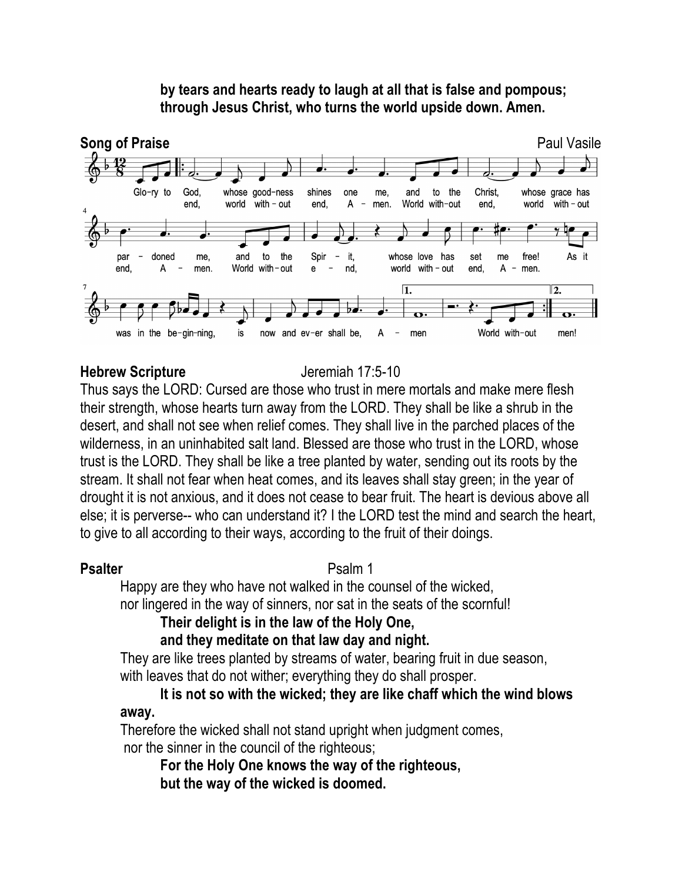**by tears and hearts ready to laugh at all that is false and pompous; through Jesus Christ, who turns the world upside down. Amen.**

**Song of Praise** Paul Vasile

Glo-ry to God, whose good-ness shines one me, and to the Christ, whose grace has par - doned me, and to the Spir - it, whose love has set me free! As it was in the be-gin-ning, is now and ev-er shall be, A - men World with-out

end, world with - out end, A - men. World with-out end, world with - out end, A - men. World with-out e - nd, world with - out end, A - men. men!

**Hebrew Scripture** Jeremiah 17:5-10

Thus says the LORD: Cursed are those who trust in mere mortals and make mere flesh their strength, whose hearts turn away from the LORD. They shall be like a shrub in the desert, and shall not see when relief comes. They shall live in the parched places of the wilderness, in an uninhabited salt land. Blessed are those who trust in the LORD, whose trust is the LORD. They shall be like a tree planted by water, sending out its roots by the stream. It shall not fear when heat comes, and its leaves shall stay green; in the year of drought it is not anxious, and it does not cease to bear fruit. The heart is devious above all else; it is perverse-- who can understand it? I the LORD test the mind and search the heart, to give to all according to their ways, according to the fruit of their doings.

**Psalter** Psalm 1

Happy are they who have not walked in the counsel of the wicked,
nor lingered in the way of sinners, nor sat in the seats of the scornful!

**Their delight is in the law of the Holy One,**
**and they meditate on that law day and night.**

They are like trees planted by streams of water, bearing fruit in due season,
with leaves that do not wither; everything they do shall prosper.

**It is not so with the wicked; they are like chaff which the wind blows away.**

Therefore the wicked shall not stand upright when judgment comes,
nor the sinner in the council of the righteous;

**For the Holy One knows the way of the righteous,**
**but the way of the wicked is doomed.**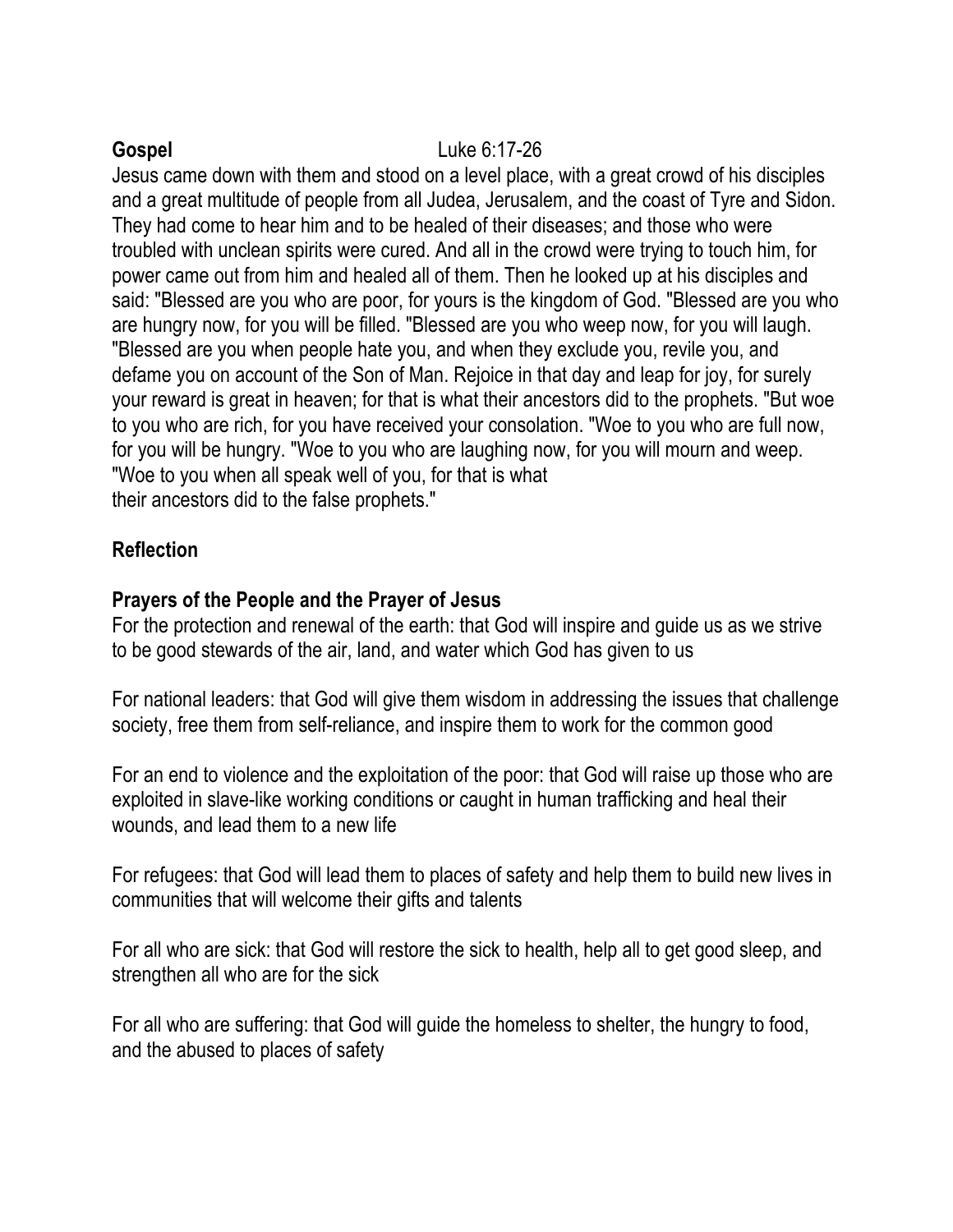**Gospel** Luke 6:17-26

Jesus came down with them and stood on a level place, with a great crowd of his disciples and a great multitude of people from all Judea, Jerusalem, and the coast of Tyre and Sidon. They had come to hear him and to be healed of their diseases; and those who were troubled with unclean spirits were cured. And all in the crowd were trying to touch him, for power came out from him and healed all of them. Then he looked up at his disciples and said: "Blessed are you who are poor, for yours is the kingdom of God. "Blessed are you who are hungry now, for you will be filled. "Blessed are you who weep now, for you will laugh. "Blessed are you when people hate you, and when they exclude you, revile you, and defame you on account of the Son of Man. Rejoice in that day and leap for joy, for surely your reward is great in heaven; for that is what their ancestors did to the prophets. "But woe to you who are rich, for you have received your consolation. "Woe to you who are full now, for you will be hungry. "Woe to you who are laughing now, for you will mourn and weep. "Woe to you when all speak well of you, for that is what their ancestors did to the false prophets."

**Reflection**

**Prayers of the People and the Prayer of Jesus**

For the protection and renewal of the earth: that God will inspire and guide us as we strive to be good stewards of the air, land, and water which God has given to us

For national leaders: that God will give them wisdom in addressing the issues that challenge society, free them from self-reliance, and inspire them to work for the common good

For an end to violence and the exploitation of the poor: that God will raise up those who are exploited in slave-like working conditions or caught in human trafficking and heal their wounds, and lead them to a new life

For refugees: that God will lead them to places of safety and help them to build new lives in communities that will welcome their gifts and talents

For all who are sick: that God will restore the sick to health, help all to get good sleep, and strengthen all who are for the sick

For all who are suffering: that God will guide the homeless to shelter, the hungry to food, and the abused to places of safety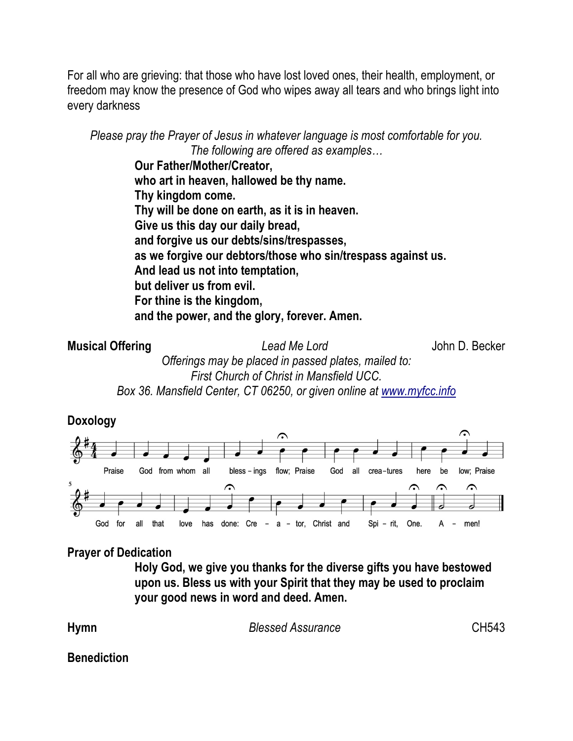For all who are grieving: that those who have lost loved ones, their health, employment, or freedom may know the presence of God who wipes away all tears and who brings light into every darkness

*Please pray the Prayer of Jesus in whatever language is most comfortable for you. The following are offered as examples…*

**Our Father/Mother/Creator,**
**who art in heaven, hallowed be thy name.**
**Thy kingdom come.**
**Thy will be done on earth, as it is in heaven.**
**Give us this day our daily bread,**
**and forgive us our debts/sins/trespasses,**
**as we forgive our debtors/those who sin/trespass against us.**
**And lead us not into temptation,**
**but deliver us from evil.**
**For thine is the kingdom,**
**and the power, and the glory, forever. Amen.**

**Musical Offering** *Lead Me Lord* John D. Becker

*Offerings may be placed in passed plates, mailed to: First Church of Christ in Mansfield UCC. Box 36. Mansfield Center, CT 06250, or given online at www.myfcc.info*

**Doxology**

Praise God from whom all blessings flow; Praise God all creatures here below; Praise God for all that love has done: Creator, Christ and Spirit, One. Amen!

**Prayer of Dedication**

**Holy God, we give you thanks for the diverse gifts you have bestowed upon us. Bless us with your Spirit that they may be used to proclaim your good news in word and deed. Amen.**

**Hymn** *Blessed Assurance* CH543

**Benediction**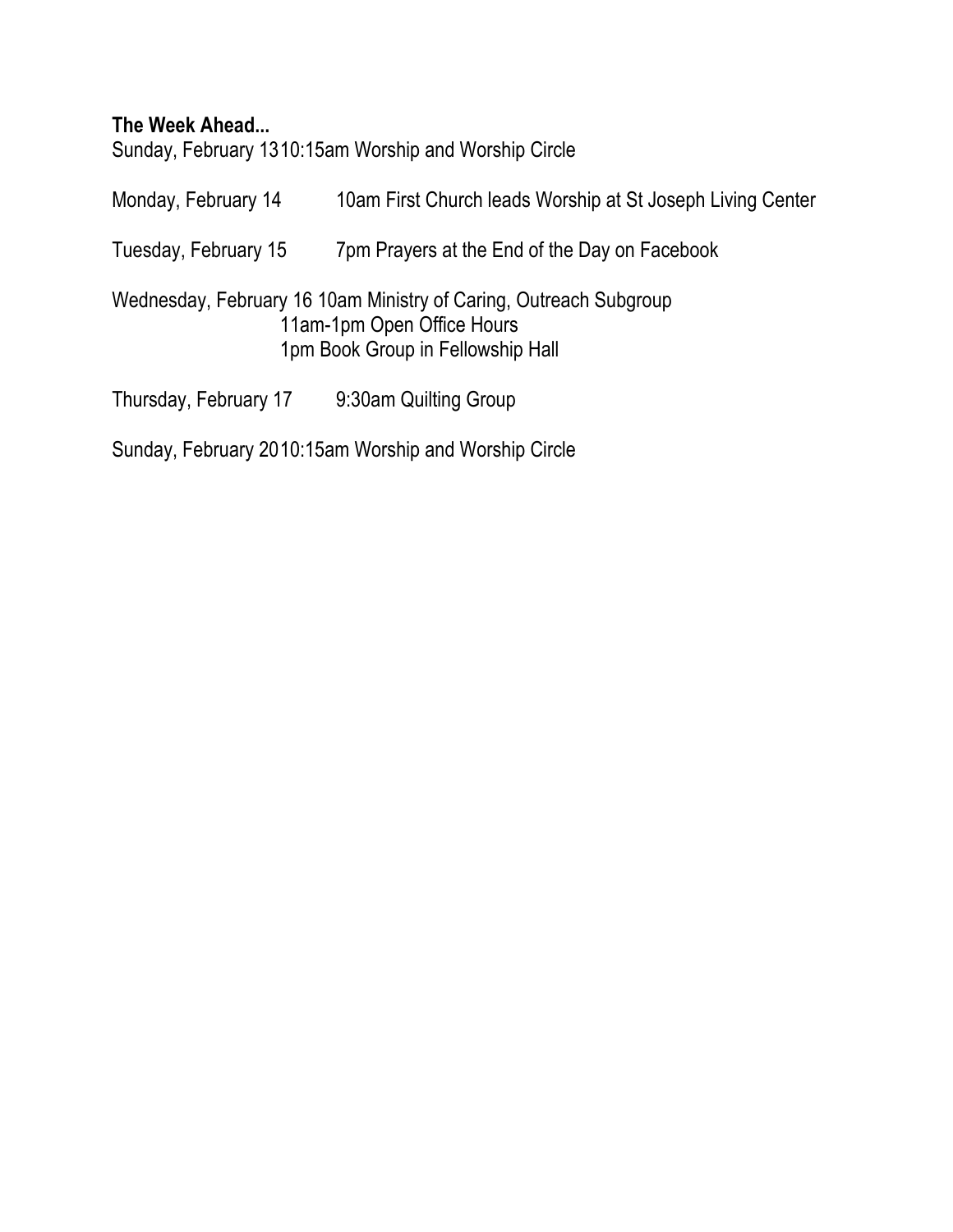**The Week Ahead...**

Sunday, February 1310:15am Worship and Worship Circle

Monday, February 14 10am First Church leads Worship at St Joseph Living Center

Tuesday, February 15 7pm Prayers at the End of the Day on Facebook

Wednesday, February 16 10am Ministry of Caring, Outreach Subgroup
11am-1pm Open Office Hours
1pm Book Group in Fellowship Hall

Thursday, February 17 9:30am Quilting Group

Sunday, February 2010:15am Worship and Worship Circle